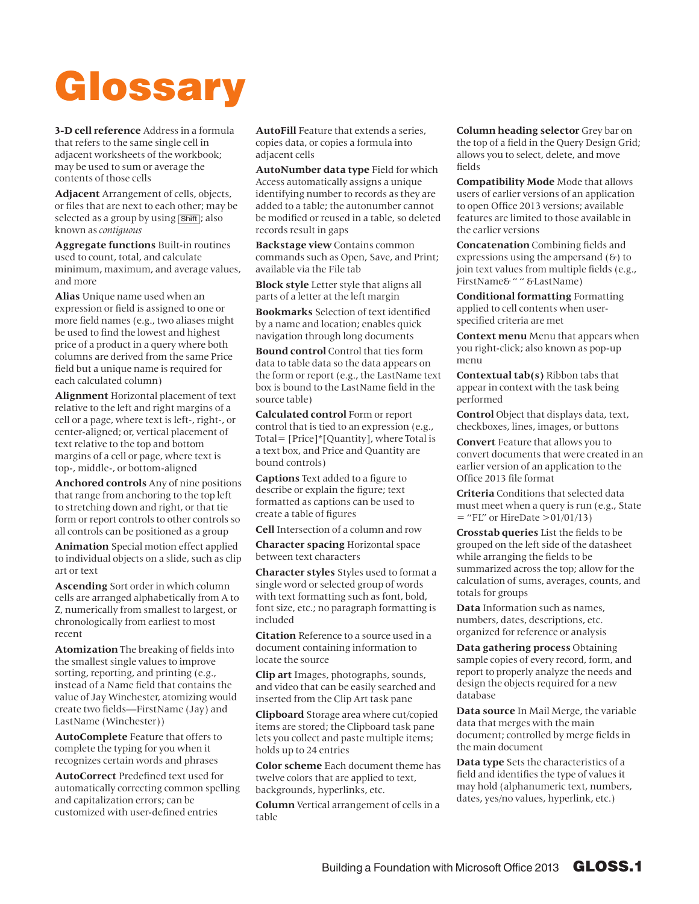# Glossary

**3-D cell reference** Address in a formula that refers to the same single cell in adjacent worksheets of the workbook; may be used to sum or average the contents of those cells

**Adjacent** Arrangement of cells, objects, or files that are next to each other; may be selected as a group by using Shift; also known as *contiguous*

**Aggregate functions** Built-in routines used to count, total, and calculate minimum, maximum, and average values, and more

**Alias** Unique name used when an expression or field is assigned to one or more field names (e.g., two aliases might be used to find the lowest and highest price of a product in a query where both columns are derived from the same Price field but a unique name is required for each calculated column)

**Alignment** Horizontal placement of text relative to the left and right margins of a cell or a page, where text is left-, right-, or center-aligned; or, vertical placement of text relative to the top and bottom margins of a cell or page, where text is top-, middle-, or bottom-aligned

**Anchored controls** Any of nine positions that range from anchoring to the top left to stretching down and right, or that tie form or report controls to other controls so all controls can be positioned as a group

**Animation** Special motion effect applied to individual objects on a slide, such as clip art or text

**Ascending** Sort order in which column cells are arranged alphabetically from A to Z, numerically from smallest to largest, or chronologically from earliest to most recent

**Atomization** The breaking of fields into the smallest single values to improve sorting, reporting, and printing (e.g., instead of a Name field that contains the value of Jay Winchester, atomizing would create two fields—FirstName (Jay) and LastName (Winchester))

**AutoComplete** Feature that offers to complete the typing for you when it recognizes certain words and phrases

**AutoCorrect** Predefined text used for automatically correcting common spelling and capitalization errors; can be customized with user-defined entries

**AutoFill** Feature that extends a series, copies data, or copies a formula into adjacent cells

**AutoNumber data type** Field for which Access automatically assigns a unique identifying number to records as they are added to a table; the autonumber cannot be modified or reused in a table, so deleted records result in gaps

**Backstage view** Contains common commands such as Open, Save, and Print; available via the File tab

**Block style** Letter style that aligns all parts of a letter at the left margin

**Bookmarks** Selection of text identified by a name and location; enables quick navigation through long documents

**Bound control** Control that ties form data to table data so the data appears on the form or report (e.g., the LastName text box is bound to the LastName field in the source table)

**Calculated control** Form or report control that is tied to an expression (e.g., Total= [Price]*[Quantity], where Total is a text box, and Price and Quantity are bound controls)

**Captions** Text added to a figure to describe or explain the figure; text formatted as captions can be used to create a table of figures

**Cell** Intersection of a column and row

**Character spacing** Horizontal space between text characters

**Character styles** Styles used to format a single word or selected group of words with text formatting such as font, bold, font size, etc.; no paragraph formatting is included

**Citation** Reference to a source used in a document containing information to locate the source

**Clip art** Images, photographs, sounds, and video that can be easily searched and inserted from the Clip Art task pane

**Clipboard** Storage area where cut/copied items are stored; the Clipboard task pane lets you collect and paste multiple items; holds up to 24 entries

**Color scheme** Each document theme has twelve colors that are applied to text, backgrounds, hyperlinks, etc.

**Column** Vertical arrangement of cells in a table

**Column heading selector** Grey bar on the top of a field in the Query Design Grid; allows you to select, delete, and move fields

**Compatibility Mode** Mode that allows users of earlier versions of an application to open Office 2013 versions; available features are limited to those available in the earlier versions

**Concatenation** Combining fields and expressions using the ampersand (&) to join text values from multiple fields (e.g., FirstName& " " &LastName)

**Conditional formatting** Formatting applied to cell contents when user-specified criteria are met

**Context menu** Menu that appears when you right-click; also known as pop-up menu

**Contextual tab(s)** Ribbon tabs that appear in context with the task being performed

**Control** Object that displays data, text, checkboxes, lines, images, or buttons

**Convert** Feature that allows you to convert documents that were created in an earlier version of an application to the Office 2013 file format

**Criteria** Conditions that selected data must meet when a query is run (e.g., State = "FL" or HireDate >01/01/13)

**Crosstab queries** List the fields to be grouped on the left side of the datasheet while arranging the fields to be summarized across the top; allow for the calculation of sums, averages, counts, and totals for groups

**Data** Information such as names, numbers, dates, descriptions, etc. organized for reference or analysis

**Data gathering process** Obtaining sample copies of every record, form, and report to properly analyze the needs and design the objects required for a new database

**Data source** In Mail Merge, the variable data that merges with the main document; controlled by merge fields in the main document

**Data type** Sets the characteristics of a field and identifies the type of values it may hold (alphanumeric text, numbers, dates, yes/no values, hyperlink, etc.)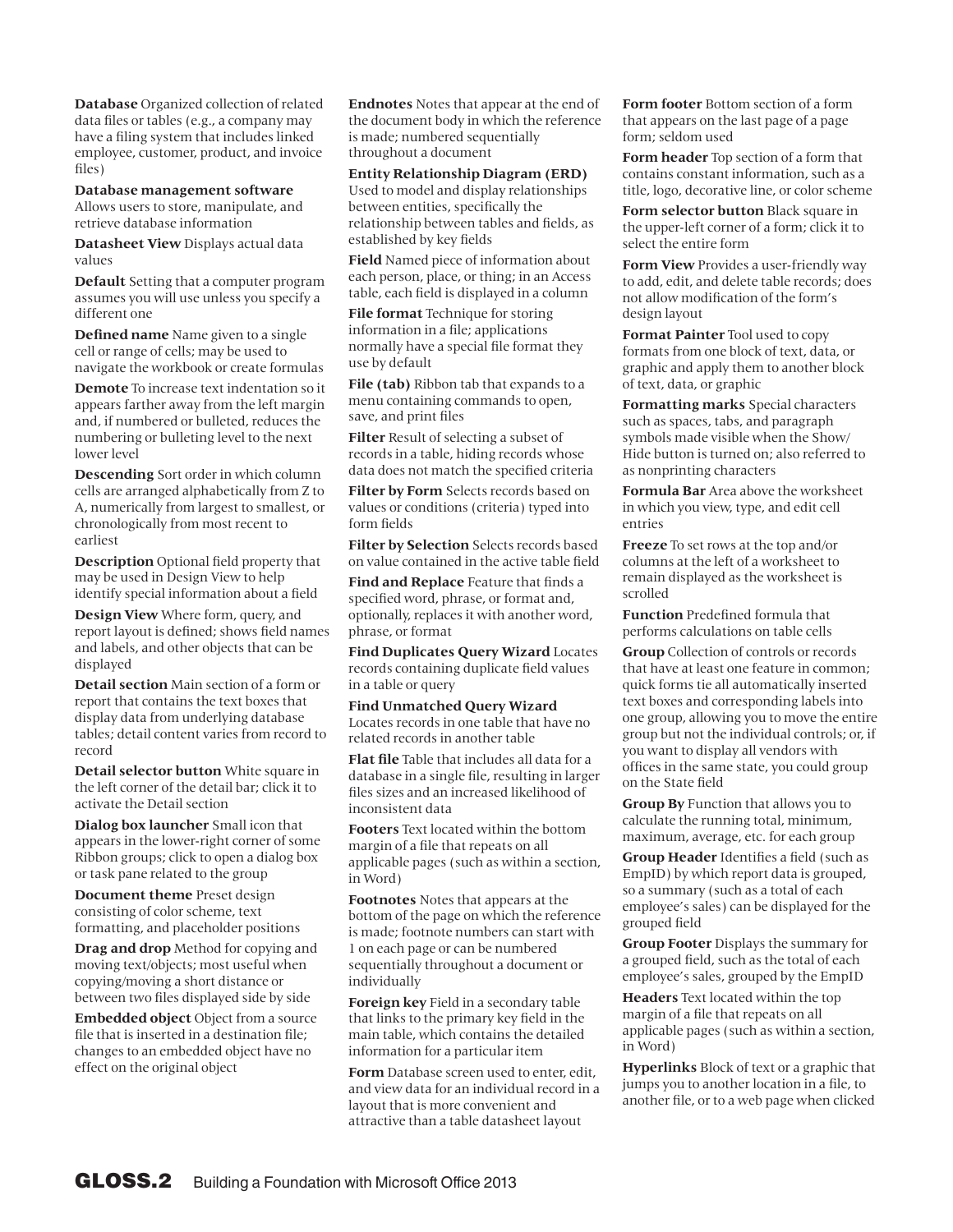**Database** Organized collection of related data files or tables (e.g., a company may have a filing system that includes linked employee, customer, product, and invoice files)

**Database management software** Allows users to store, manipulate, and retrieve database information

**Datasheet View** Displays actual data values

**Default** Setting that a computer program assumes you will use unless you specify a different one

**Defined name** Name given to a single cell or range of cells; may be used to navigate the workbook or create formulas

**Demote** To increase text indentation so it appears farther away from the left margin and, if numbered or bulleted, reduces the numbering or bulleting level to the next lower level

**Descending** Sort order in which column cells are arranged alphabetically from Z to A, numerically from largest to smallest, or chronologically from most recent to earliest

**Description** Optional field property that may be used in Design View to help identify special information about a field

**Design View** Where form, query, and report layout is defined; shows field names and labels, and other objects that can be displayed

**Detail section** Main section of a form or report that contains the text boxes that display data from underlying database tables; detail content varies from record to record

**Detail selector button** White square in the left corner of the detail bar; click it to activate the Detail section

**Dialog box launcher** Small icon that appears in the lower-right corner of some Ribbon groups; click to open a dialog box or task pane related to the group

**Document theme** Preset design consisting of color scheme, text formatting, and placeholder positions

**Drag and drop** Method for copying and moving text/objects; most useful when copying/moving a short distance or between two files displayed side by side

**Embedded object** Object from a source file that is inserted in a destination file; changes to an embedded object have no effect on the original object

**Endnotes** Notes that appear at the end of the document body in which the reference is made; numbered sequentially throughout a document

**Entity Relationship Diagram (ERD)** Used to model and display relationships between entities, specifically the relationship between tables and fields, as established by key fields

**Field** Named piece of information about each person, place, or thing; in an Access table, each field is displayed in a column

**File format** Technique for storing information in a file; applications normally have a special file format they use by default

**File (tab)** Ribbon tab that expands to a menu containing commands to open, save, and print files

**Filter** Result of selecting a subset of records in a table, hiding records whose data does not match the specified criteria

**Filter by Form** Selects records based on values or conditions (criteria) typed into form fields

**Filter by Selection** Selects records based on value contained in the active table field

**Find and Replace** Feature that finds a specified word, phrase, or format and, optionally, replaces it with another word, phrase, or format

**Find Duplicates Query Wizard** Locates records containing duplicate field values in a table or query

**Find Unmatched Query Wizard** Locates records in one table that have no related records in another table

**Flat file** Table that includes all data for a database in a single file, resulting in larger files sizes and an increased likelihood of inconsistent data

**Footers** Text located within the bottom margin of a file that repeats on all applicable pages (such as within a section, in Word)

**Footnotes** Notes that appears at the bottom of the page on which the reference is made; footnote numbers can start with 1 on each page or can be numbered sequentially throughout a document or individually

**Foreign key** Field in a secondary table that links to the primary key field in the main table, which contains the detailed information for a particular item

**Form** Database screen used to enter, edit, and view data for an individual record in a layout that is more convenient and attractive than a table datasheet layout

**Form footer** Bottom section of a form that appears on the last page of a page form; seldom used

**Form header** Top section of a form that contains constant information, such as a title, logo, decorative line, or color scheme

**Form selector button** Black square in the upper-left corner of a form; click it to select the entire form

**Form View** Provides a user-friendly way to add, edit, and delete table records; does not allow modification of the form's design layout

**Format Painter** Tool used to copy formats from one block of text, data, or graphic and apply them to another block of text, data, or graphic

**Formatting marks** Special characters such as spaces, tabs, and paragraph symbols made visible when the Show/Hide button is turned on; also referred to as nonprinting characters

**Formula Bar** Area above the worksheet in which you view, type, and edit cell entries

**Freeze** To set rows at the top and/or columns at the left of a worksheet to remain displayed as the worksheet is scrolled

**Function** Predefined formula that performs calculations on table cells

**Group** Collection of controls or records that have at least one feature in common; quick forms tie all automatically inserted text boxes and corresponding labels into one group, allowing you to move the entire group but not the individual controls; or, if you want to display all vendors with offices in the same state, you could group on the State field

**Group By** Function that allows you to calculate the running total, minimum, maximum, average, etc. for each group

**Group Header** Identifies a field (such as EmpID) by which report data is grouped, so a summary (such as a total of each employee's sales) can be displayed for the grouped field

**Group Footer** Displays the summary for a grouped field, such as the total of each employee's sales, grouped by the EmpID

**Headers** Text located within the top margin of a file that repeats on all applicable pages (such as within a section, in Word)

**Hyperlinks** Block of text or a graphic that jumps you to another location in a file, to another file, or to a web page when clicked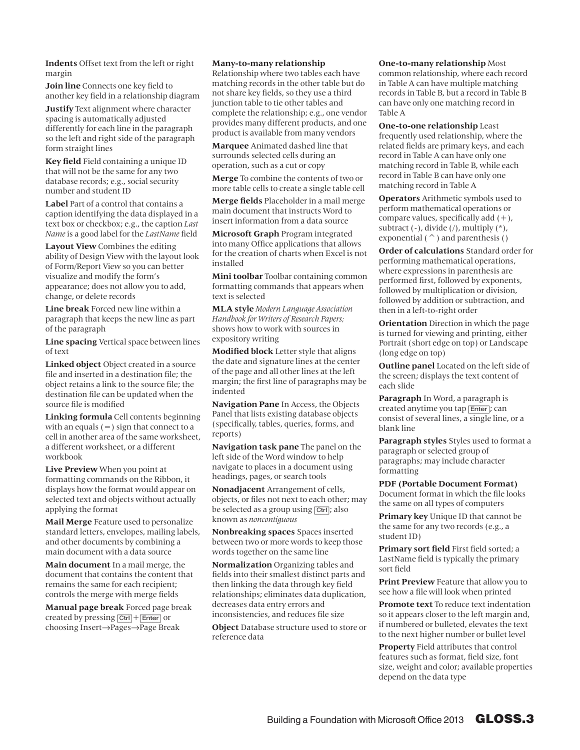**Indents** Offset text from the left or right margin

**Join line** Connects one key field to another key field in a relationship diagram

**Justify** Text alignment where character spacing is automatically adjusted differently for each line in the paragraph so the left and right side of the paragraph form straight lines

**Key field** Field containing a unique ID that will not be the same for any two database records; e.g., social security number and student ID

**Label** Part of a control that contains a caption identifying the data displayed in a text box or checkbox; e.g., the caption *Last Name* is a good label for the *LastName* field

**Layout View** Combines the editing ability of Design View with the layout look of Form/Report View so you can better visualize and modify the form's appearance; does not allow you to add, change, or delete records

**Line break** Forced new line within a paragraph that keeps the new line as part of the paragraph

**Line spacing** Vertical space between lines of text

**Linked object** Object created in a source file and inserted in a destination file; the object retains a link to the source file; the destination file can be updated when the source file is modified

**Linking formula** Cell contents beginning with an equals (=) sign that connect to a cell in another area of the same worksheet, a different worksheet, or a different workbook

**Live Preview** When you point at formatting commands on the Ribbon, it displays how the format would appear on selected text and objects without actually applying the format

**Mail Merge** Feature used to personalize standard letters, envelopes, mailing labels, and other documents by combining a main document with a data source

**Main document** In a mail merge, the document that contains the content that remains the same for each recipient; controls the merge with merge fields

**Manual page break** Forced page break created by pressing Ctrl+Enter or choosing Insert→Pages→Page Break

**Many-to-many relationship** Relationship where two tables each have matching records in the other table but do not share key fields, so they use a third junction table to tie other tables and complete the relationship; e.g., one vendor provides many different products, and one product is available from many vendors

**Marquee** Animated dashed line that surrounds selected cells during an operation, such as a cut or copy

**Merge** To combine the contents of two or more table cells to create a single table cell

**Merge fields** Placeholder in a mail merge main document that instructs Word to insert information from a data source

**Microsoft Graph** Program integrated into many Office applications that allows for the creation of charts when Excel is not installed

**Mini toolbar** Toolbar containing common formatting commands that appears when text is selected

**MLA style** *Modern Language Association Handbook for Writers of Research Papers;* shows how to work with sources in expository writing

**Modified block** Letter style that aligns the date and signature lines at the center of the page and all other lines at the left margin; the first line of paragraphs may be indented

**Navigation Pane** In Access, the Objects Panel that lists existing database objects (specifically, tables, queries, forms, and reports)

**Navigation task pane** The panel on the left side of the Word window to help navigate to places in a document using headings, pages, or search tools

**Nonadjacent** Arrangement of cells, objects, or files not next to each other; may be selected as a group using Ctrl; also known as *noncontiguous*

**Nonbreaking spaces** Spaces inserted between two or more words to keep those words together on the same line

**Normalization** Organizing tables and fields into their smallest distinct parts and then linking the data through key field relationships; eliminates data duplication, decreases data entry errors and inconsistencies, and reduces file size

**Object** Database structure used to store or reference data

**One-to-many relationship** Most common relationship, where each record in Table A can have multiple matching records in Table B, but a record in Table B can have only one matching record in Table A

**One-to-one relationship** Least frequently used relationship, where the related fields are primary keys, and each record in Table A can have only one matching record in Table B, while each record in Table B can have only one matching record in Table A

**Operators** Arithmetic symbols used to perform mathematical operations or compare values, specifically add (+), subtract (-), divide (/), multiply (*), exponential (^) and parenthesis ()

**Order of calculations** Standard order for performing mathematical operations, where expressions in parenthesis are performed first, followed by exponents, followed by multiplication or division, followed by addition or subtraction, and then in a left-to-right order

**Orientation** Direction in which the page is turned for viewing and printing, either Portrait (short edge on top) or Landscape (long edge on top)

**Outline panel** Located on the left side of the screen; displays the text content of each slide

**Paragraph** In Word, a paragraph is created anytime you tap Enter; can consist of several lines, a single line, or a blank line

**Paragraph styles** Styles used to format a paragraph or selected group of paragraphs; may include character formatting

**PDF (Portable Document Format)** Document format in which the file looks the same on all types of computers

**Primary key** Unique ID that cannot be the same for any two records (e.g., a student ID)

**Primary sort field** First field sorted; a LastName field is typically the primary sort field

**Print Preview** Feature that allow you to see how a file will look when printed

**Promote text** To reduce text indentation so it appears closer to the left margin and, if numbered or bulleted, elevates the text to the next higher number or bullet level

**Property** Field attributes that control features such as format, field size, font size, weight and color; available properties depend on the data type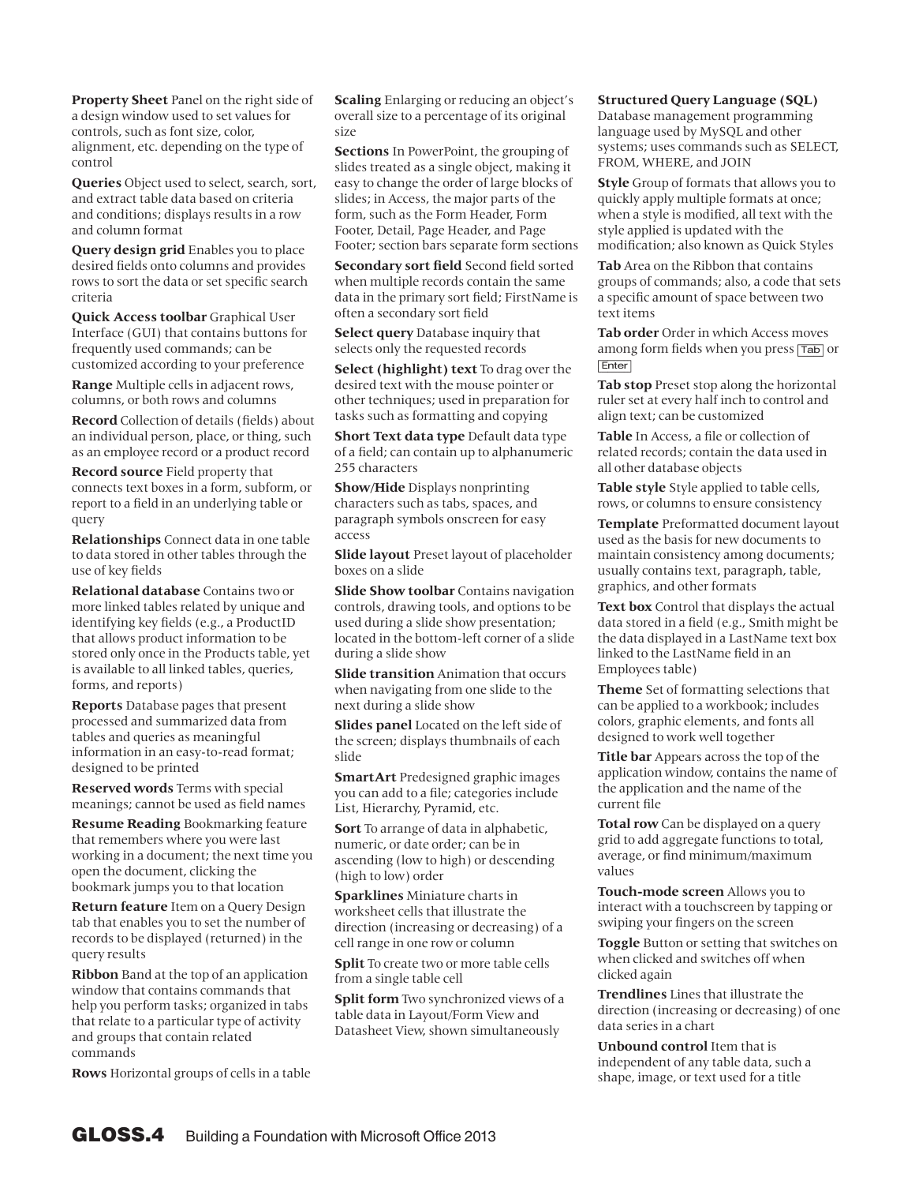**Property Sheet** Panel on the right side of a design window used to set values for controls, such as font size, color, alignment, etc. depending on the type of control

**Queries** Object used to select, search, sort, and extract table data based on criteria and conditions; displays results in a row and column format

**Query design grid** Enables you to place desired fields onto columns and provides rows to sort the data or set specific search criteria

**Quick Access toolbar** Graphical User Interface (GUI) that contains buttons for frequently used commands; can be customized according to your preference

**Range** Multiple cells in adjacent rows, columns, or both rows and columns

**Record** Collection of details (fields) about an individual person, place, or thing, such as an employee record or a product record

**Record source** Field property that connects text boxes in a form, subform, or report to a field in an underlying table or query

**Relationships** Connect data in one table to data stored in other tables through the use of key fields

**Relational database** Contains two or more linked tables related by unique and identifying key fields (e.g., a ProductID that allows product information to be stored only once in the Products table, yet is available to all linked tables, queries, forms, and reports)

**Reports** Database pages that present processed and summarized data from tables and queries as meaningful information in an easy-to-read format; designed to be printed

**Reserved words** Terms with special meanings; cannot be used as field names

**Resume Reading** Bookmarking feature that remembers where you were last working in a document; the next time you open the document, clicking the bookmark jumps you to that location

**Return feature** Item on a Query Design tab that enables you to set the number of records to be displayed (returned) in the query results

**Ribbon** Band at the top of an application window that contains commands that help you perform tasks; organized in tabs that relate to a particular type of activity and groups that contain related commands

**Rows** Horizontal groups of cells in a table

**Scaling** Enlarging or reducing an object's overall size to a percentage of its original size

**Sections** In PowerPoint, the grouping of slides treated as a single object, making it easy to change the order of large blocks of slides; in Access, the major parts of the form, such as the Form Header, Form Footer, Detail, Page Header, and Page Footer; section bars separate form sections

**Secondary sort field** Second field sorted when multiple records contain the same data in the primary sort field; FirstName is often a secondary sort field

**Select query** Database inquiry that selects only the requested records

**Select (highlight) text** To drag over the desired text with the mouse pointer or other techniques; used in preparation for tasks such as formatting and copying

**Short Text data type** Default data type of a field; can contain up to alphanumeric 255 characters

**Show/Hide** Displays nonprinting characters such as tabs, spaces, and paragraph symbols onscreen for easy access

**Slide layout** Preset layout of placeholder boxes on a slide

**Slide Show toolbar** Contains navigation controls, drawing tools, and options to be used during a slide show presentation; located in the bottom-left corner of a slide during a slide show

**Slide transition** Animation that occurs when navigating from one slide to the next during a slide show

**Slides panel** Located on the left side of the screen; displays thumbnails of each slide

**SmartArt** Predesigned graphic images you can add to a file; categories include List, Hierarchy, Pyramid, etc.

**Sort** To arrange of data in alphabetic, numeric, or date order; can be in ascending (low to high) or descending (high to low) order

**Sparklines** Miniature charts in worksheet cells that illustrate the direction (increasing or decreasing) of a cell range in one row or column

**Split** To create two or more table cells from a single table cell

**Split form** Two synchronized views of a table data in Layout/Form View and Datasheet View, shown simultaneously

**Structured Query Language (SQL)** Database management programming language used by MySQL and other systems; uses commands such as SELECT, FROM, WHERE, and JOIN

**Style** Group of formats that allows you to quickly apply multiple formats at once; when a style is modified, all text with the style applied is updated with the modification; also known as Quick Styles

**Tab** Area on the Ribbon that contains groups of commands; also, a code that sets a specific amount of space between two text items

**Tab order** Order in which Access moves among form fields when you press Tab or Enter

**Tab stop** Preset stop along the horizontal ruler set at every half inch to control and align text; can be customized

**Table** In Access, a file or collection of related records; contain the data used in all other database objects

**Table style** Style applied to table cells, rows, or columns to ensure consistency

**Template** Preformatted document layout used as the basis for new documents to maintain consistency among documents; usually contains text, paragraph, table, graphics, and other formats

**Text box** Control that displays the actual data stored in a field (e.g., Smith might be the data displayed in a LastName text box linked to the LastName field in an Employees table)

**Theme** Set of formatting selections that can be applied to a workbook; includes colors, graphic elements, and fonts all designed to work well together

**Title bar** Appears across the top of the application window, contains the name of the application and the name of the current file

**Total row** Can be displayed on a query grid to add aggregate functions to total, average, or find minimum/maximum values

**Touch-mode screen** Allows you to interact with a touchscreen by tapping or swiping your fingers on the screen

**Toggle** Button or setting that switches on when clicked and switches off when clicked again

**Trendlines** Lines that illustrate the direction (increasing or decreasing) of one data series in a chart

**Unbound control** Item that is independent of any table data, such a shape, image, or text used for a title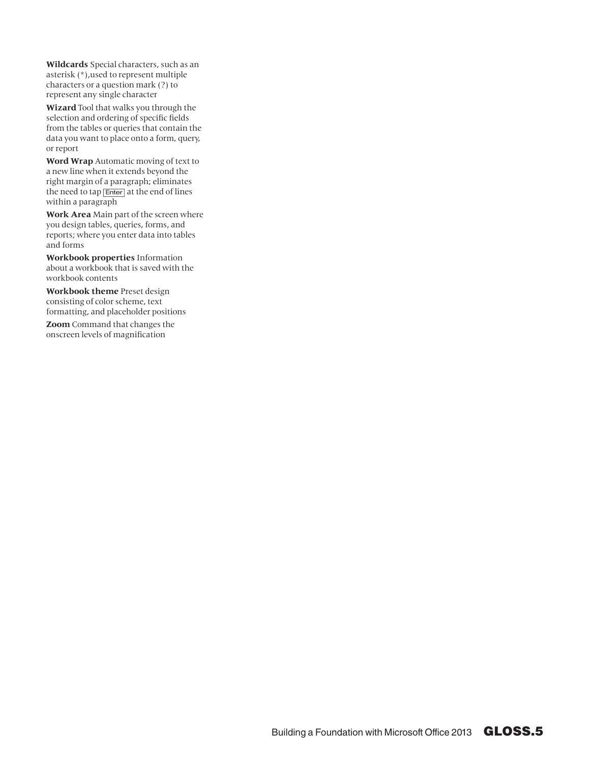**Wildcards** Special characters, such as an asterisk (*),used to represent multiple characters or a question mark (?) to represent any single character

**Wizard** Tool that walks you through the selection and ordering of specific fields from the tables or queries that contain the data you want to place onto a form, query, or report

**Word Wrap** Automatic moving of text to a new line when it extends beyond the right margin of a paragraph; eliminates the need to tap Enter at the end of lines within a paragraph

**Work Area** Main part of the screen where you design tables, queries, forms, and reports; where you enter data into tables and forms

**Workbook properties** Information about a workbook that is saved with the workbook contents

**Workbook theme** Preset design consisting of color scheme, text formatting, and placeholder positions

**Zoom** Command that changes the onscreen levels of magnification